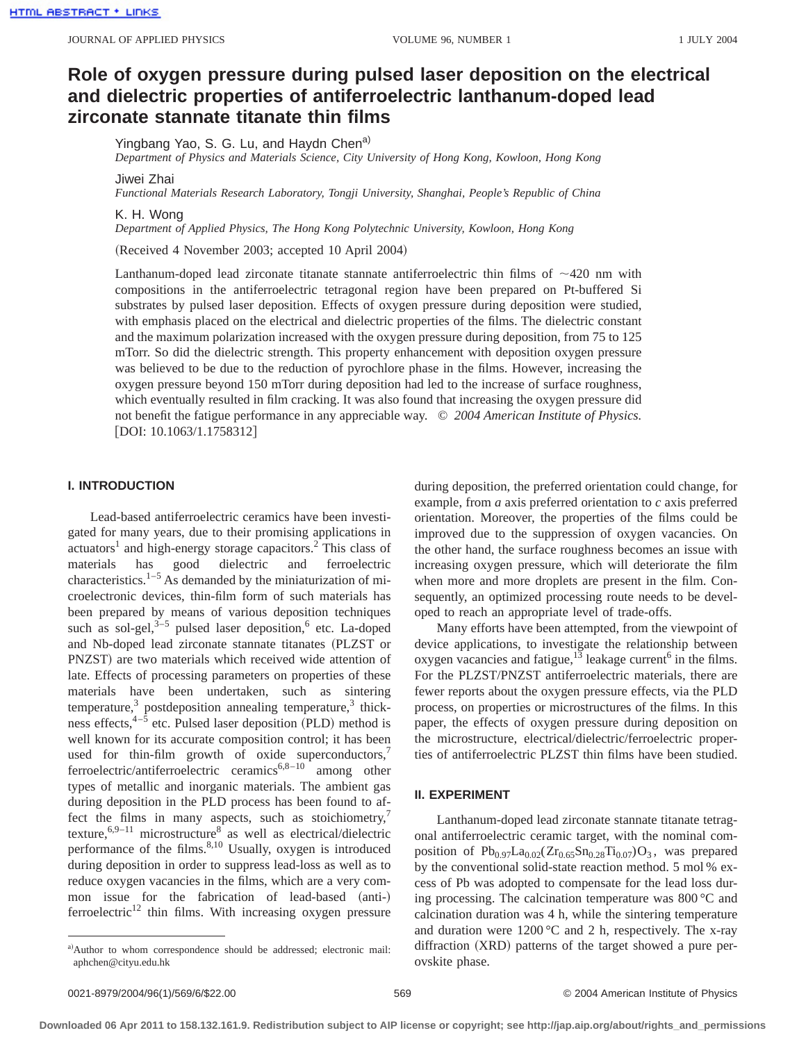# Role of oxygen pressure during pulsed laser deposition on the electrical and dielectric properties of antiferroelectric lanthanum-doped lead zirconate stannate titanate thin films

Yingbang Yao, S. G. Lu, and Haydn Chen[a)]
*Department of Physics and Materials Science, City University of Hong Kong, Kowloon, Hong Kong*

Jiwei Zhai
*Functional Materials Research Laboratory, Tongji University, Shanghai, People's Republic of China*

K. H. Wong
*Department of Applied Physics, The Hong Kong Polytechnic University, Kowloon, Hong Kong*

(Received 4 November 2003; accepted 10 April 2004)

Lanthanum-doped lead zirconate titanate stannate antiferroelectric thin films of ~420 nm with compositions in the antiferroelectric tetragonal region have been prepared on Pt-buffered Si substrates by pulsed laser deposition. Effects of oxygen pressure during deposition were studied, with emphasis placed on the electrical and dielectric properties of the films. The dielectric constant and the maximum polarization increased with the oxygen pressure during deposition, from 75 to 125 mTorr. So did the dielectric strength. This property enhancement with deposition oxygen pressure was believed to be due to the reduction of pyrochlore phase in the films. However, increasing the oxygen pressure beyond 150 mTorr during deposition had led to the increase of surface roughness, which eventually resulted in film cracking. It was also found that increasing the oxygen pressure did not benefit the fatigue performance in any appreciable way. © *2004 American Institute of Physics.* [DOI: 10.1063/1.1758312]

## I. INTRODUCTION

Lead-based antiferroelectric ceramics have been investigated for many years, due to their promising applications in actuators[1] and high-energy storage capacitors.[2] This class of materials has good dielectric and ferroelectric characteristics.[1–5] As demanded by the miniaturization of microelectronic devices, thin-film form of such materials has been prepared by means of various deposition techniques such as sol-gel,[3–5] pulsed laser deposition,[6] etc. La-doped and Nb-doped lead zirconate stannate titanates (PLZST or PNZST) are two materials which received wide attention of late. Effects of processing parameters on properties of these materials have been undertaken, such as sintering temperature,[3] postdeposition annealing temperature,[3] thickness effects,[4–5] etc. Pulsed laser deposition (PLD) method is well known for its accurate composition control; it has been used for thin-film growth of oxide superconductors,[7] ferroelectric/antiferroelectric ceramics[6,8–10] among other types of metallic and inorganic materials. The ambient gas during deposition in the PLD process has been found to affect the films in many aspects, such as stoichiometry,[7] texture,[6,9–11] microstructure[8] as well as electrical/dielectric performance of the films.[8,10] Usually, oxygen is introduced during deposition in order to suppress lead-loss as well as to reduce oxygen vacancies in the films, which are a very common issue for the fabrication of lead-based (anti-) ferroelectric[12] thin films. With increasing oxygen pressure during deposition, the preferred orientation could change, for example, from *a* axis preferred orientation to *c* axis preferred orientation. Moreover, the properties of the films could be improved due to the suppression of oxygen vacancies. On the other hand, the surface roughness becomes an issue with increasing oxygen pressure, which will deteriorate the film when more and more droplets are present in the film. Consequently, an optimized processing route needs to be developed to reach an appropriate level of trade-offs.

Many efforts have been attempted, from the viewpoint of device applications, to investigate the relationship between oxygen vacancies and fatigue,[13] leakage current[6] in the films. For the PLZST/PNZST antiferroelectric materials, there are fewer reports about the oxygen pressure effects, via the PLD process, on properties or microstructures of the films. In this paper, the effects of oxygen pressure during deposition on the microstructure, electrical/dielectric/ferroelectric properties of antiferroelectric PLZST thin films have been studied.

## II. EXPERIMENT

Lanthanum-doped lead zirconate stannate titanate tetragonal antiferroelectric ceramic target, with the nominal composition of $Pb_{0.97}La_{0.02}(Zr_{0.65}Sn_{0.28}Ti_{0.07})O_3$, was prepared by the conventional solid-state reaction method. 5 mol % excess of Pb was adopted to compensate for the lead loss during processing. The calcination temperature was 800 °C and calcination duration was 4 h, while the sintering temperature and duration were 1200 °C and 2 h, respectively. The x-ray diffraction (XRD) patterns of the target showed a pure perovskite phase.

---

a)Author to whom correspondence should be addressed; electronic mail: aphchen@cityu.edu.hk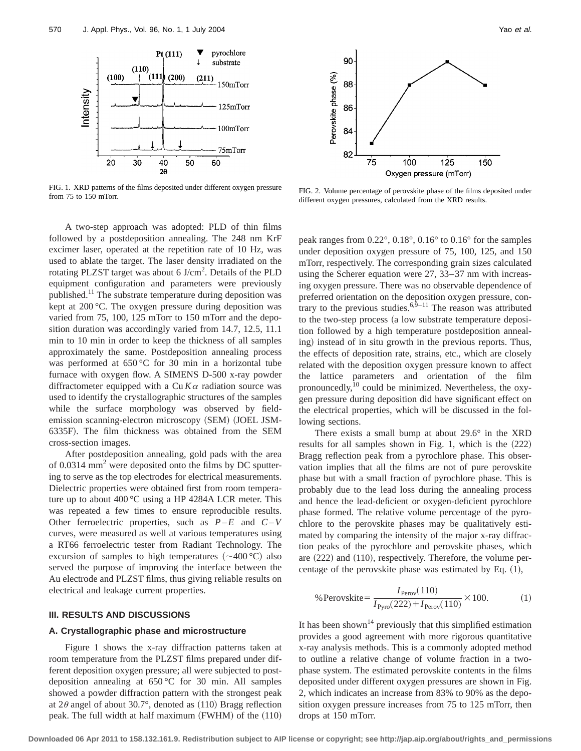FIG. 1. XRD patterns of the films deposited under different oxygen pressure from 75 to 150 mTorr.

FIG. 2. Volume percentage of perovskite phase of the films deposited under different oxygen pressures, calculated from the XRD results.

A two-step approach was adopted: PLD of thin films followed by a postdeposition annealing. The 248 nm KrF excimer laser, operated at the repetition rate of 10 Hz, was used to ablate the target. The laser density irradiated on the rotating PLZST target was about 6 J/cm$^2$. Details of the PLD equipment configuration and parameters were previously published.[11] The substrate temperature during deposition was kept at 200 °C. The oxygen pressure during deposition was varied from 75, 100, 125 mTorr to 150 mTorr and the deposition duration was accordingly varied from 14.7, 12.5, 11.1 min to 10 min in order to keep the thickness of all samples approximately the same. Postdeposition annealing process was performed at 650 °C for 30 min in a horizontal tube furnace with oxygen flow. A SIMENS D-500 x-ray powder diffractometer equipped with a Cu $K\alpha$ radiation source was used to identify the crystallographic structures of the samples while the surface morphology was observed by field-emission scanning-electron microscopy (SEM) (JOEL JSM-6335F). The film thickness was obtained from the SEM cross-section images.

After postdeposition annealing, gold pads with the area of 0.0314 mm$^2$ were deposited onto the films by DC sputtering to serve as the top electrodes for electrical measurements. Dielectric properties were obtained first from room temperature up to about 400 °C using a HP 4284A LCR meter. This was repeated a few times to ensure reproducible results. Other ferroelectric properties, such as $P-E$ and $C-V$ curves, were measured as well at various temperatures using a RT66 ferroelectric tester from Radiant Technology. The excursion of samples to high temperatures (~400 °C) also served the purpose of improving the interface between the Au electrode and PLZST films, thus giving reliable results on electrical and leakage current properties.

## III. RESULTS AND DISCUSSIONS

### A. Crystallographic phase and microstructure

Figure 1 shows the x-ray diffraction patterns taken at room temperature from the PLZST films prepared under different deposition oxygen pressure; all were subjected to postdeposition annealing at 650 °C for 30 min. All samples showed a powder diffraction pattern with the strongest peak at $2\theta$ angel of about 30.7°, denoted as (110) Bragg reflection peak. The full width at half maximum (FWHM) of the (110) peak ranges from 0.22°, 0.18°, 0.16° to 0.16° for the samples under deposition oxygen pressure of 75, 100, 125, and 150 mTorr, respectively. The corresponding grain sizes calculated using the Scherer equation were 27, 33–37 nm with increasing oxygen pressure. There was no observable dependence of preferred orientation on the deposition oxygen pressure, contrary to the previous studies.[6,9–11] The reason was attributed to the two-step process (a low substrate temperature deposition followed by a high temperature postdeposition annealing) instead of in situ growth in the previous reports. Thus, the effects of deposition rate, strains, etc., which are closely related with the deposition oxygen pressure known to affect the lattice parameters and orientation of the film pronouncedly,[10] could be minimized. Nevertheless, the oxygen pressure during deposition did have significant effect on the electrical properties, which will be discussed in the following sections.

There exists a small bump at about 29.6° in the XRD results for all samples shown in Fig. 1, which is the (222) Bragg reflection peak from a pyrochlore phase. This observation implies that all the films are not of pure perovskite phase but with a small fraction of pyrochlore phase. This is probably due to the lead loss during the annealing process and hence the lead-deficient or oxygen-deficient pyrochlore phase formed. The relative volume percentage of the pyrochlore to the perovskite phases may be qualitatively estimated by comparing the intensity of the major x-ray diffraction peaks of the pyrochlore and perovskite phases, which are (222) and (110), respectively. Therefore, the volume percentage of the perovskite phase was estimated by Eq. (1),

$$\%\text{Perovskite} = \frac{I_{\text{Perov}}(110)}{I_{\text{Pyro}}(222) + I_{\text{Perov}}(110)} \times 100. \tag{1}$$

It has been shown[14] previously that this simplified estimation provides a good agreement with more rigorous quantitative x-ray analysis methods. This is a commonly adopted method to outline a relative change of volume fraction in a two-phase system. The estimated perovskite contents in the films deposited under different oxygen pressures are shown in Fig. 2, which indicates an increase from 83% to 90% as the deposition oxygen pressure increases from 75 to 125 mTorr, then drops at 150 mTorr.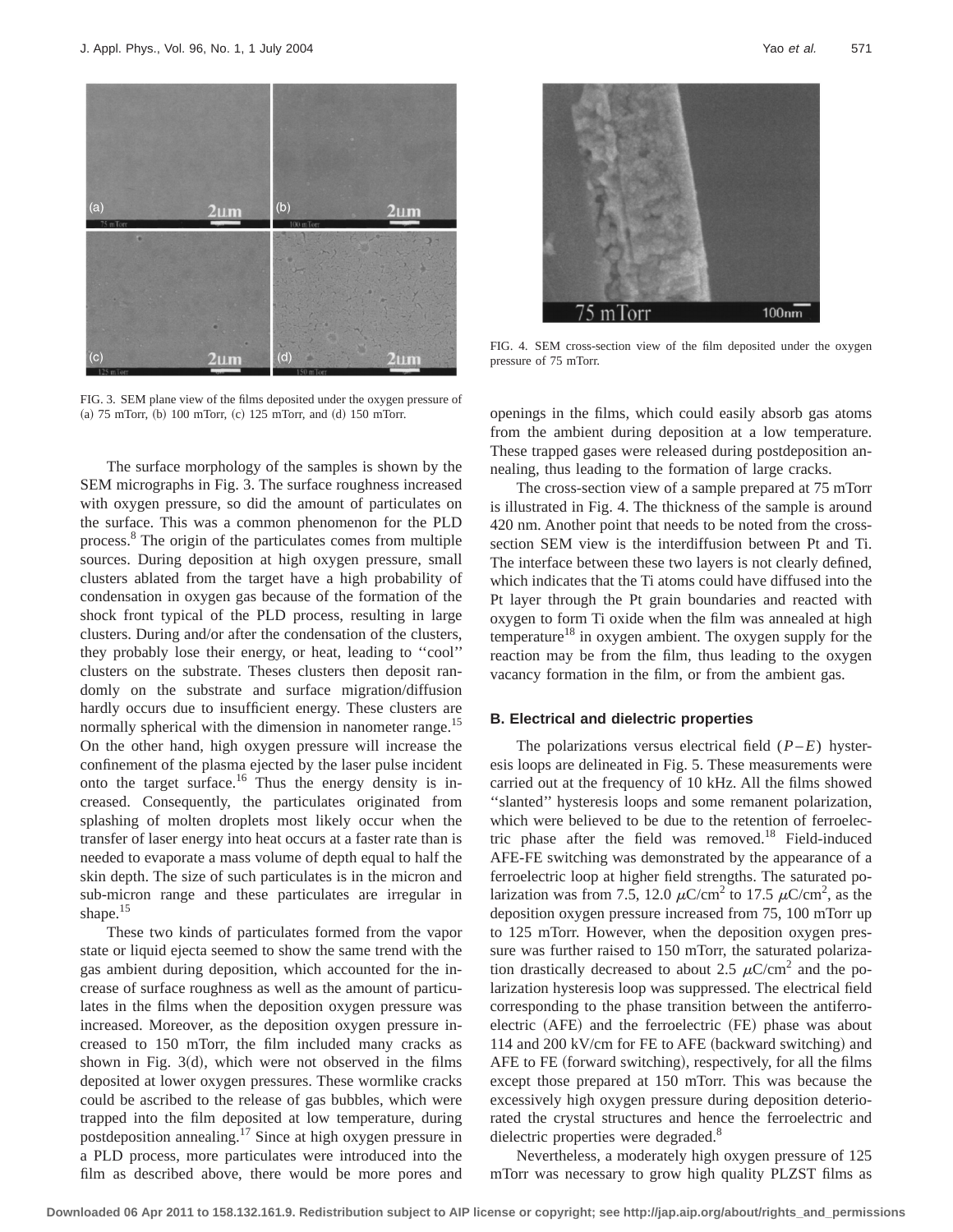FIG. 3. SEM plane view of the films deposited under the oxygen pressure of (a) 75 mTorr, (b) 100 mTorr, (c) 125 mTorr, and (d) 150 mTorr.

The surface morphology of the samples is shown by the SEM micrographs in Fig. 3. The surface roughness increased with oxygen pressure, so did the amount of particulates on the surface. This was a common phenomenon for the PLD process.[8] The origin of the particulates comes from multiple sources. During deposition at high oxygen pressure, small clusters ablated from the target have a high probability of condensation in oxygen gas because of the formation of the shock front typical of the PLD process, resulting in large clusters. During and/or after the condensation of the clusters, they probably lose their energy, or heat, leading to ''cool'' clusters on the substrate. Theses clusters then deposit randomly on the substrate and surface migration/diffusion hardly occurs due to insufficient energy. These clusters are normally spherical with the dimension in nanometer range.[15] On the other hand, high oxygen pressure will increase the confinement of the plasma ejected by the laser pulse incident onto the target surface.[16] Thus the energy density is increased. Consequently, the particulates originated from splashing of molten droplets most likely occur when the transfer of laser energy into heat occurs at a faster rate than is needed to evaporate a mass volume of depth equal to half the skin depth. The size of such particulates is in the micron and sub-micron range and these particulates are irregular in shape.[15]

These two kinds of particulates formed from the vapor state or liquid ejecta seemed to show the same trend with the gas ambient during deposition, which accounted for the increase of surface roughness as well as the amount of particulates in the films when the deposition oxygen pressure was increased. Moreover, as the deposition oxygen pressure increased to 150 mTorr, the film included many cracks as shown in Fig. 3(d), which were not observed in the films deposited at lower oxygen pressures. These wormlike cracks could be ascribed to the release of gas bubbles, which were trapped into the film deposited at low temperature, during postdeposition annealing.[17] Since at high oxygen pressure in a PLD process, more particulates were introduced into the film as described above, there would be more pores and openings in the films, which could easily absorb gas atoms from the ambient during deposition at a low temperature. These trapped gases were released during postdeposition annealing, thus leading to the formation of large cracks.

FIG. 4. SEM cross-section view of the film deposited under the oxygen pressure of 75 mTorr.

The cross-section view of a sample prepared at 75 mTorr is illustrated in Fig. 4. The thickness of the sample is around 420 nm. Another point that needs to be noted from the cross-section SEM view is the interdiffusion between Pt and Ti. The interface between these two layers is not clearly defined, which indicates that the Ti atoms could have diffused into the Pt layer through the Pt grain boundaries and reacted with oxygen to form Ti oxide when the film was annealed at high temperature[18] in oxygen ambient. The oxygen supply for the reaction may be from the film, thus leading to the oxygen vacancy formation in the film, or from the ambient gas.

### B. Electrical and dielectric properties

The polarizations versus electrical field ($P-E$) hysteresis loops are delineated in Fig. 5. These measurements were carried out at the frequency of 10 kHz. All the films showed ''slanted'' hysteresis loops and some remanent polarization, which were believed to be due to the retention of ferroelectric phase after the field was removed.[18] Field-induced AFE-FE switching was demonstrated by the appearance of a ferroelectric loop at higher field strengths. The saturated polarization was from 7.5, 12.0 $\mu C/cm^2$ to 17.5 $\mu C/cm^2$, as the deposition oxygen pressure increased from 75, 100 mTorr up to 125 mTorr. However, when the deposition oxygen pressure was further raised to 150 mTorr, the saturated polarization drastically decreased to about 2.5 $\mu C/cm^2$ and the polarization hysteresis loop was suppressed. The electrical field corresponding to the phase transition between the antiferroelectric (AFE) and the ferroelectric (FE) phase was about 114 and 200 kV/cm for FE to AFE (backward switching) and AFE to FE (forward switching), respectively, for all the films except those prepared at 150 mTorr. This was because the excessively high oxygen pressure during deposition deteriorated the crystal structures and hence the ferroelectric and dielectric properties were degraded.[8]

Nevertheless, a moderately high oxygen pressure of 125 mTorr was necessary to grow high quality PLZST films as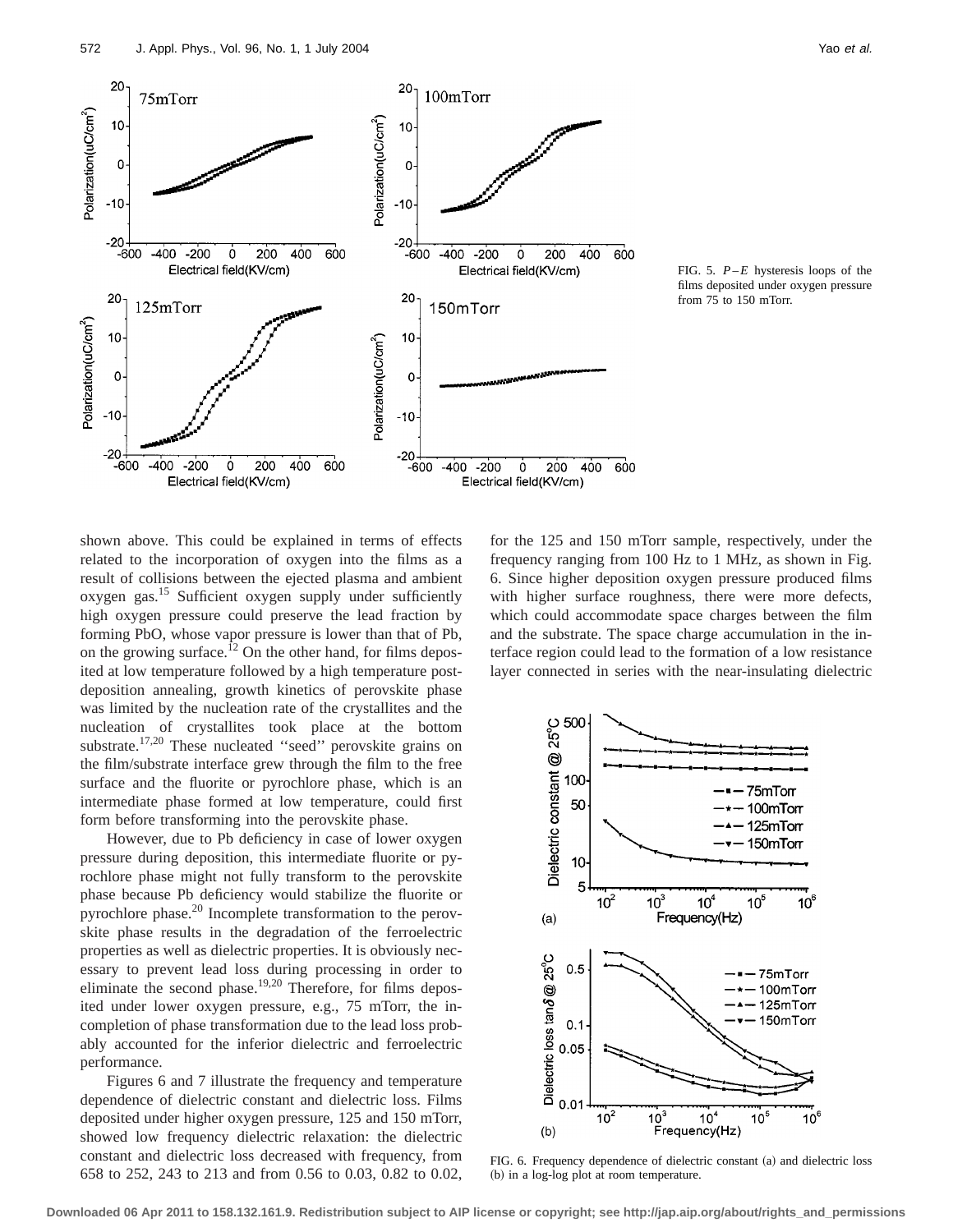FIG. 5. $P-E$ hysteresis loops of the films deposited under oxygen pressure from 75 to 150 mTorr.

shown above. This could be explained in terms of effects related to the incorporation of oxygen into the films as a result of collisions between the ejected plasma and ambient oxygen gas.[15] Sufficient oxygen supply under sufficiently high oxygen pressure could preserve the lead fraction by forming PbO, whose vapor pressure is lower than that of Pb, on the growing surface.[12] On the other hand, for films deposited at low temperature followed by a high temperature post-deposition annealing, growth kinetics of perovskite phase was limited by the nucleation rate of the crystallites and the nucleation of crystallites took place at the bottom substrate.[17,20] These nucleated ''seed'' perovskite grains on the film/substrate interface grew through the film to the free surface and the fluorite or pyrochlore phase, which is an intermediate phase formed at low temperature, could first form before transforming into the perovskite phase.

However, due to Pb deficiency in case of lower oxygen pressure during deposition, this intermediate fluorite or pyrochlore phase might not fully transform to the perovskite phase because Pb deficiency would stabilize the fluorite or pyrochlore phase.[20] Incomplete transformation to the perovskite phase results in the degradation of the ferroelectric properties as well as dielectric properties. It is obviously necessary to prevent lead loss during processing in order to eliminate the second phase.[19,20] Therefore, for films deposited under lower oxygen pressure, e.g., 75 mTorr, the incompletion of phase transformation due to the lead loss probably accounted for the inferior dielectric and ferroelectric performance.

Figures 6 and 7 illustrate the frequency and temperature dependence of dielectric constant and dielectric loss. Films deposited under higher oxygen pressure, 125 and 150 mTorr, showed low frequency dielectric relaxation: the dielectric constant and dielectric loss decreased with frequency, from 658 to 252, 243 to 213 and from 0.56 to 0.03, 0.82 to 0.02, for the 125 and 150 mTorr sample, respectively, under the frequency ranging from 100 Hz to 1 MHz, as shown in Fig. 6. Since higher deposition oxygen pressure produced films with higher surface roughness, there were more defects, which could accommodate space charges between the film and the substrate. The space charge accumulation in the interface region could lead to the formation of a low resistance layer connected in series with the near-insulating dielectric

FIG. 6. Frequency dependence of dielectric constant (a) and dielectric loss (b) in a log-log plot at room temperature.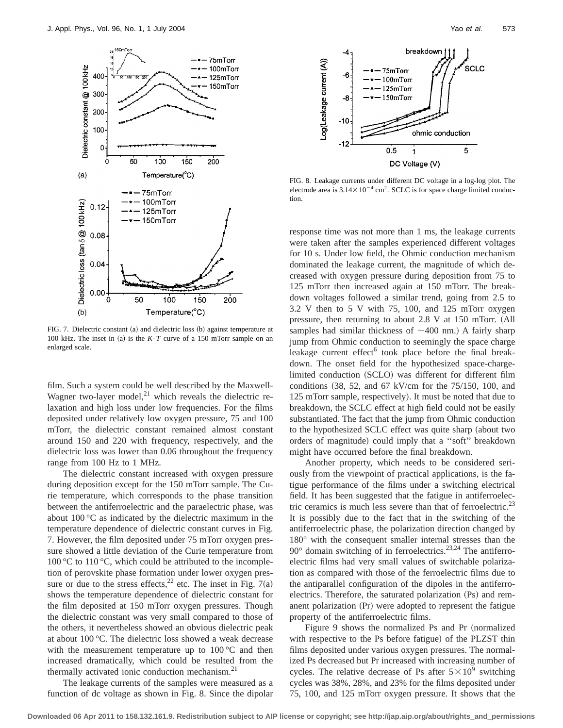FIG. 7. Dielectric constant (a) and dielectric loss (b) against temperature at 100 kHz. The inset in (a) is the $K$-$T$ curve of a 150 mTorr sample on an enlarged scale.

film. Such a system could be well described by the Maxwell-Wagner two-layer model,[21] which reveals the dielectric relaxation and high loss under low frequencies. For the films deposited under relatively low oxygen pressure, 75 and 100 mTorr, the dielectric constant remained almost constant around 150 and 220 with frequency, respectively, and the dielectric loss was lower than 0.06 throughout the frequency range from 100 Hz to 1 MHz.

The dielectric constant increased with oxygen pressure during deposition except for the 150 mTorr sample. The Curie temperature, which corresponds to the phase transition between the antiferroelectric and the paraelectric phase, was about 100 °C as indicated by the dielectric maximum in the temperature dependence of dielectric constant curves in Fig. 7. However, the film deposited under 75 mTorr oxygen pressure showed a little deviation of the Curie temperature from 100 °C to 110 °C, which could be attributed to the incompletion of perovskite phase formation under lower oxygen pressure or due to the stress effects,[22] etc. The inset in Fig. 7(a) shows the temperature dependence of dielectric constant for the film deposited at 150 mTorr oxygen pressures. Though the dielectric constant was very small compared to those of the others, it nevertheless showed an obvious dielectric peak at about 100 °C. The dielectric loss showed a weak decrease with the measurement temperature up to 100 °C and then increased dramatically, which could be resulted from the thermally activated ionic conduction mechanism.[21]

The leakage currents of the samples were measured as a function of dc voltage as shown in Fig. 8. Since the dipolar

FIG. 8. Leakage currents under different DC voltage in a log-log plot. The electrode area is $3.14\times 10^{-4}$ cm$^2$. SCLC is for space charge limited conduction.

response time was not more than 1 ms, the leakage currents were taken after the samples experienced different voltages for 10 s. Under low field, the Ohmic conduction mechanism dominated the leakage current, the magnitude of which decreased with oxygen pressure during deposition from 75 to 125 mTorr then increased again at 150 mTorr. The breakdown voltages followed a similar trend, going from 2.5 to 3.2 V then to 5 V with 75, 100, and 125 mTorr oxygen pressure, then returning to about 2.8 V at 150 mTorr. (All samples had similar thickness of ~400 nm.) A fairly sharp jump from Ohmic conduction to seemingly the space charge leakage current effect[6] took place before the final breakdown. The onset field for the hypothesized space-charge-limited conduction (SCLO) was different for different film conditions (38, 52, and 67 kV/cm for the 75/150, 100, and 125 mTorr sample, respectively). It must be noted that due to breakdown, the SCLC effect at high field could not be easily substantiated. The fact that the jump from Ohmic conduction to the hypothesized SCLC effect was quite sharp (about two orders of magnitude) could imply that a ''soft'' breakdown might have occurred before the final breakdown.

Another property, which needs to be considered seriously from the viewpoint of practical applications, is the fatigue performance of the films under a switching electrical field. It has been suggested that the fatigue in antiferroelectric ceramics is much less severe than that of ferroelectric.[23] It is possibly due to the fact that in the switching of the antiferroelectric phase, the polarization direction changed by 180° with the consequent smaller internal stresses than the 90° domain switching of in ferroelectrics.[23,24] The antiferroelectric films had very small values of switchable polarization as compared with those of the ferroelectric films due to the antiparallel configuration of the dipoles in the antiferroelectrics. Therefore, the saturated polarization (Ps) and remanent polarization (Pr) were adopted to represent the fatigue property of the antiferroelectric films.

Figure 9 shows the normalized Ps and Pr (normalized with respective to the Ps before fatigue) of the PLZST thin films deposited under various oxygen pressures. The normalized Ps decreased but Pr increased with increasing number of cycles. The relative decrease of Ps after $5\times 10^{9}$ switching cycles was 38%, 28%, and 23% for the films deposited under 75, 100, and 125 mTorr oxygen pressure. It shows that the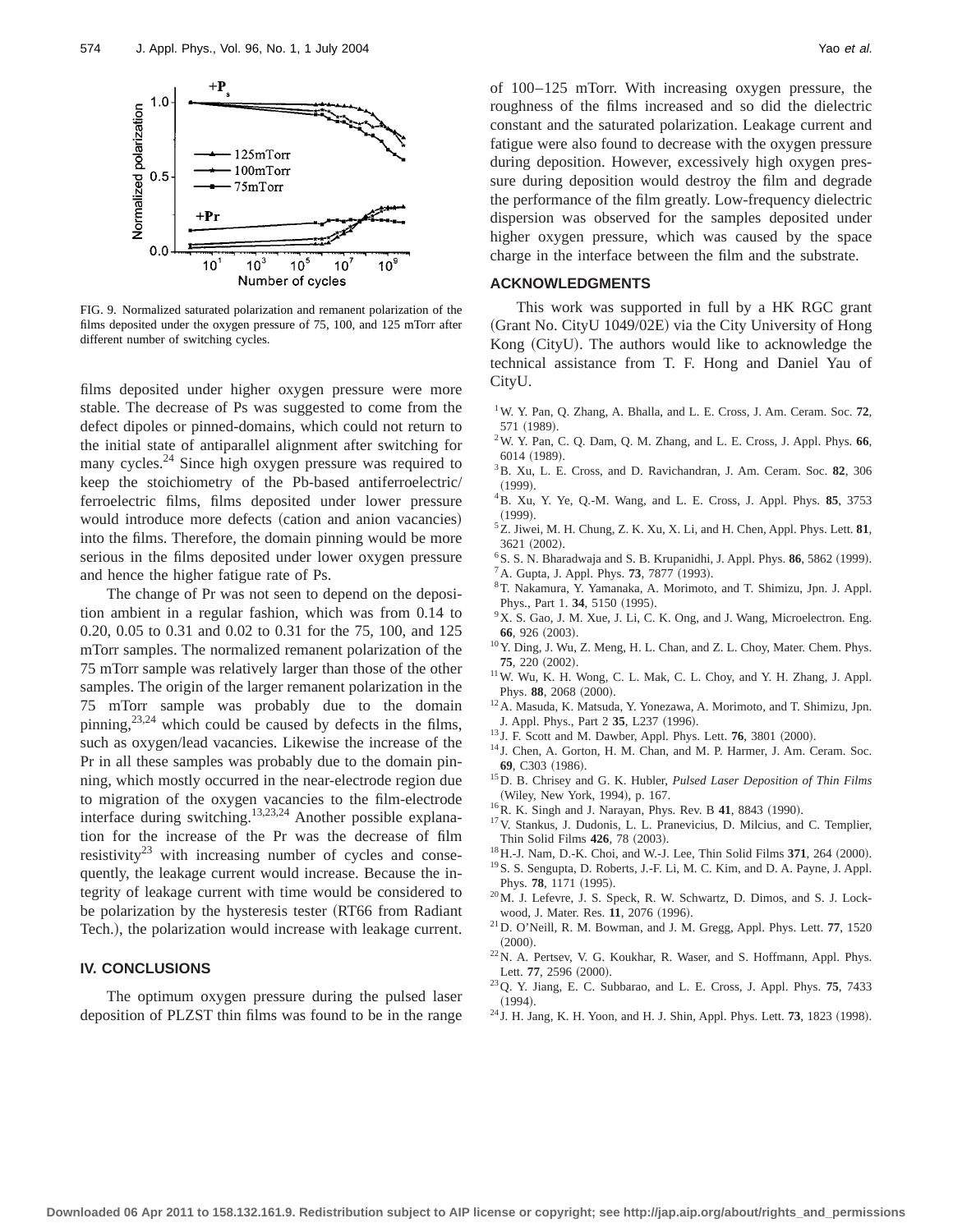+Ps

1.0

0.5

0.0

Normalized polarization

125mTorr

100mTorr

75mTorr

+Pr

$10^1$ $10^3$ $10^5$ $10^7$ $10^9$

Number of cycles

FIG. 9. Normalized saturated polarization and remanent polarization of the films deposited under the oxygen pressure of 75, 100, and 125 mTorr after different number of switching cycles.

films deposited under higher oxygen pressure were more stable. The decrease of Ps was suggested to come from the defect dipoles or pinned-domains, which could not return to the initial state of antiparallel alignment after switching for many cycles.[24] Since high oxygen pressure was required to keep the stoichiometry of the Pb-based antiferroelectric/ferroelectric films, films deposited under lower pressure would introduce more defects (cation and anion vacancies) into the films. Therefore, the domain pinning would be more serious in the films deposited under lower oxygen pressure and hence the higher fatigue rate of Ps.

The change of Pr was not seen to depend on the deposition ambient in a regular fashion, which was from 0.14 to 0.20, 0.05 to 0.31 and 0.02 to 0.31 for the 75, 100, and 125 mTorr samples. The normalized remanent polarization of the 75 mTorr sample was relatively larger than those of the other samples. The origin of the larger remanent polarization in the 75 mTorr sample was probably due to the domain pinning,[23,24] which could be caused by defects in the films, such as oxygen/lead vacancies. Likewise the increase of the Pr in all these samples was probably due to the domain pinning, which mostly occurred in the near-electrode region due to migration of the oxygen vacancies to the film-electrode interface during switching.[13,23,24] Another possible explanation for the increase of the Pr was the decrease of film resistivity[23] with increasing number of cycles and consequently, the leakage current would increase. Because the integrity of leakage current with time would be considered to be polarization by the hysteresis tester (RT66 from Radiant Tech.), the polarization would increase with leakage current.

## IV. CONCLUSIONS

The optimum oxygen pressure during the pulsed laser deposition of PLZST thin films was found to be in the range of 100–125 mTorr. With increasing oxygen pressure, the roughness of the films increased and so did the dielectric constant and the saturated polarization. Leakage current and fatigue were also found to decrease with the oxygen pressure during deposition. However, excessively high oxygen pressure during deposition would destroy the film and degrade the performance of the film greatly. Low-frequency dielectric dispersion was observed for the samples deposited under higher oxygen pressure, which was caused by the space charge in the interface between the film and the substrate.

## ACKNOWLEDGMENTS

This work was supported in full by a HK RGC grant (Grant No. CityU 1049/02E) via the City University of Hong Kong (CityU). The authors would like to acknowledge the technical assistance from T. F. Hong and Daniel Yau of CityU.

[1] W. Y. Pan, Q. Zhang, A. Bhalla, and L. E. Cross, J. Am. Ceram. Soc. **72**, 571 (1989).
[2] W. Y. Pan, C. Q. Dam, Q. M. Zhang, and L. E. Cross, J. Appl. Phys. **66**, 6014 (1989).
[3] B. Xu, L. E. Cross, and D. Ravichandran, J. Am. Ceram. Soc. **82**, 306 (1999).
[4] B. Xu, Y. Ye, Q.-M. Wang, and L. E. Cross, J. Appl. Phys. **85**, 3753 (1999).
[5] Z. Jiwei, M. H. Chung, Z. K. Xu, X. Li, and H. Chen, Appl. Phys. Lett. **81**, 3621 (2002).
[6] S. S. N. Bharadwaja and S. B. Krupanidhi, J. Appl. Phys. **86**, 5862 (1999).
[7] A. Gupta, J. Appl. Phys. **73**, 7877 (1993).
[8] T. Nakamura, Y. Yamanaka, A. Morimoto, and T. Shimizu, Jpn. J. Appl. Phys., Part 1 **34**, 5150 (1995).
[9] X. S. Gao, J. M. Xue, J. Li, C. K. Ong, and J. Wang, Microelectron. Eng. **66**, 926 (2003).
[10] Y. Ding, J. Wu, Z. Meng, H. L. Chan, and Z. L. Choy, Mater. Chem. Phys. **75**, 220 (2002).
[11] W. Wu, K. H. Wong, C. L. Mak, C. L. Choy, and Y. H. Zhang, J. Appl. Phys. **88**, 2068 (2000).
[12] A. Masuda, K. Matsuda, Y. Yonezawa, A. Morimoto, and T. Shimizu, Jpn. J. Appl. Phys., Part 2 **35**, L237 (1996).
[13] J. F. Scott and M. Dawber, Appl. Phys. Lett. **76**, 3801 (2000).
[14] J. Chen, A. Gorton, H. M. Chan, and M. P. Harmer, J. Am. Ceram. Soc. **69**, C303 (1986).
[15] D. B. Chrisey and G. K. Hubler, *Pulsed Laser Deposition of Thin Films* (Wiley, New York, 1994), p. 167.
[16] R. K. Singh and J. Narayan, Phys. Rev. B **41**, 8843 (1990).
[17] V. Stankus, J. Dudonis, L. L. Pranevicius, D. Milcius, and C. Templier, Thin Solid Films **426**, 78 (2003).
[18] H.-J. Nam, D.-K. Choi, and W.-J. Lee, Thin Solid Films **371**, 264 (2000).
[19] S. S. Sengupta, D. Roberts, J.-F. Li, M. C. Kim, and D. A. Payne, J. Appl. Phys. **78**, 1171 (1995).
[20] M. J. Lefevre, J. S. Speck, R. W. Schwartz, D. Dimos, and S. J. Lockwood, J. Mater. Res. **11**, 2076 (1996).
[21] D. O'Neill, R. M. Bowman, and J. M. Gregg, Appl. Phys. Lett. **77**, 1520 (2000).
[22] N. A. Pertsev, V. G. Koukhar, R. Waser, and S. Hoffmann, Appl. Phys. Lett. **77**, 2596 (2000).
[23] Q. Y. Jiang, E. C. Subbarao, and L. E. Cross, J. Appl. Phys. **75**, 7433 (1994).
[24] J. H. Jang, K. H. Yoon, and H. J. Shin, Appl. Phys. Lett. **73**, 1823 (1998).